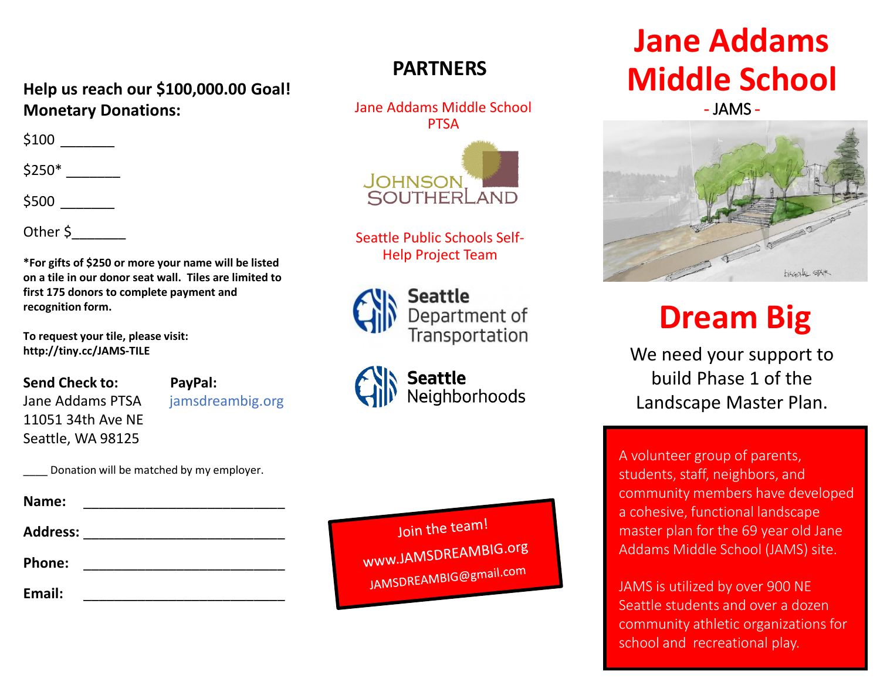**Help us reach our $100,000.00 Goal!**
**Monetary Donations:**

$100 _______

$250* _______

$500 _______

Other $_______

***For gifts of $250 or more your name will be listed on a tile in our donor seat wall. Tiles are limited to first 175 donors to complete payment and recognition form.**

**To request your tile, please visit:**
**http://tiny.cc/JAMS-TILE**

**Send Check to:**
Jane Addams PTSA
11051 34th Ave NE
Seattle, WA 98125

**PayPal:**
jamsdreambig.org

____ Donation will be matched by my employer.

**Name:** ___________________________

**Address:** ___________________________

**Phone:** ___________________________

**Email:** ___________________________

## PARTNERS

Jane Addams Middle School PTSA

Johnson Southerland

Seattle Public Schools Self-Help Project Team

Seattle Department of Transportation

Seattle Neighborhoods

Join the team!
www.JAMSDREAMBIG.org
JAMSDREAMBIG@gmail.com

# Jane Addams Middle School

- JAMS -

# Dream Big

We need your support to build Phase 1 of the Landscape Master Plan.

A volunteer group of parents, students, staff, neighbors, and community members have developed a cohesive, functional landscape master plan for the 69 year old Jane Addams Middle School (JAMS) site.

JAMS is utilized by over 900 NE Seattle students and over a dozen community athletic organizations for school and recreational play.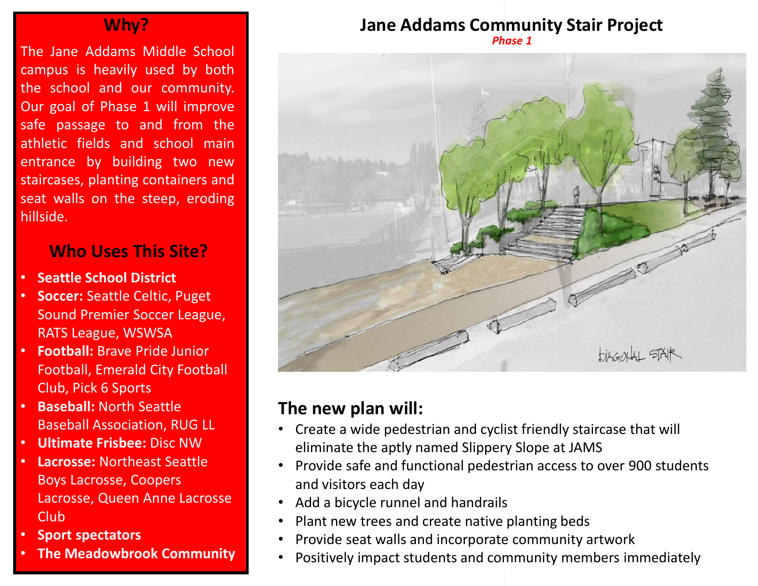# Jane Addams Community Stair Project

*Phase 1*

## Why?

The Jane Addams Middle School campus is heavily used by both the school and our community. Our goal of Phase 1 will improve safe passage to and from the athletic fields and school main entrance by building two new staircases, planting containers and seat walls on the steep, eroding hillside.

## Who Uses This Site?

- **Seattle School District**
- **Soccer:** Seattle Celtic, Puget Sound Premier Soccer League, RATS League, WSWSA
- **Football:** Brave Pride Junior Football, Emerald City Football Club, Pick 6 Sports
- **Baseball:** North Seattle Baseball Association, RUG LL
- **Ultimate Frisbee:** Disc NW
- **Lacrosse:** Northeast Seattle Boys Lacrosse, Coopers Lacrosse, Queen Anne Lacrosse Club
- **Sport spectators**
- **The Meadowbrook Community**

DIAGONAL STAIR

## The new plan will:

- Create a wide pedestrian and cyclist friendly staircase that will eliminate the aptly named Slippery Slope at JAMS
- Provide safe and functional pedestrian access to over 900 students and visitors each day
- Add a bicycle runnel and handrails
- Plant new trees and create native planting beds
- Provide seat walls and incorporate community artwork
- Positively impact students and community members immediately